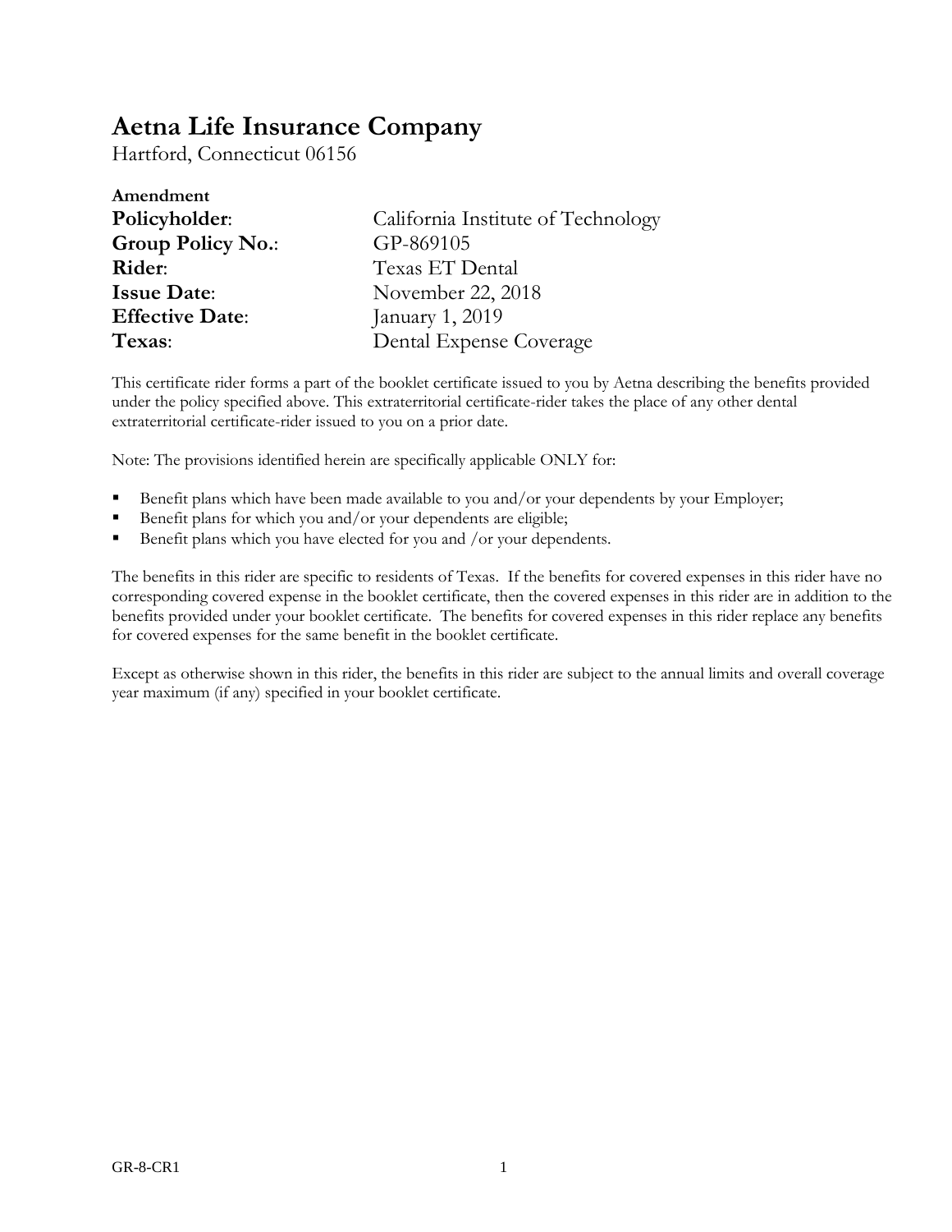# Aetna Life Insurance Company

Hartford, Connecticut 06156

**Amendment**

| | |
|---|---|
| **Policyholder**: | California Institute of Technology |
| **Group Policy No.**: | GP-869105 |
| **Rider**: | Texas ET Dental |
| **Issue Date**: | November 22, 2018 |
| **Effective Date**: | January 1, 2019 |
| **Texas**: | Dental Expense Coverage |

This certificate rider forms a part of the booklet certificate issued to you by Aetna describing the benefits provided under the policy specified above. This extraterritorial certificate-rider takes the place of any other dental extraterritorial certificate-rider issued to you on a prior date.

Note: The provisions identified herein are specifically applicable ONLY for:

- Benefit plans which have been made available to you and/or your dependents by your Employer;
- Benefit plans for which you and/or your dependents are eligible;
- Benefit plans which you have elected for you and /or your dependents.

The benefits in this rider are specific to residents of Texas. If the benefits for covered expenses in this rider have no corresponding covered expense in the booklet certificate, then the covered expenses in this rider are in addition to the benefits provided under your booklet certificate. The benefits for covered expenses in this rider replace any benefits for covered expenses for the same benefit in the booklet certificate.

Except as otherwise shown in this rider, the benefits in this rider are subject to the annual limits and overall coverage year maximum (if any) specified in your booklet certificate.

GR-8-CR1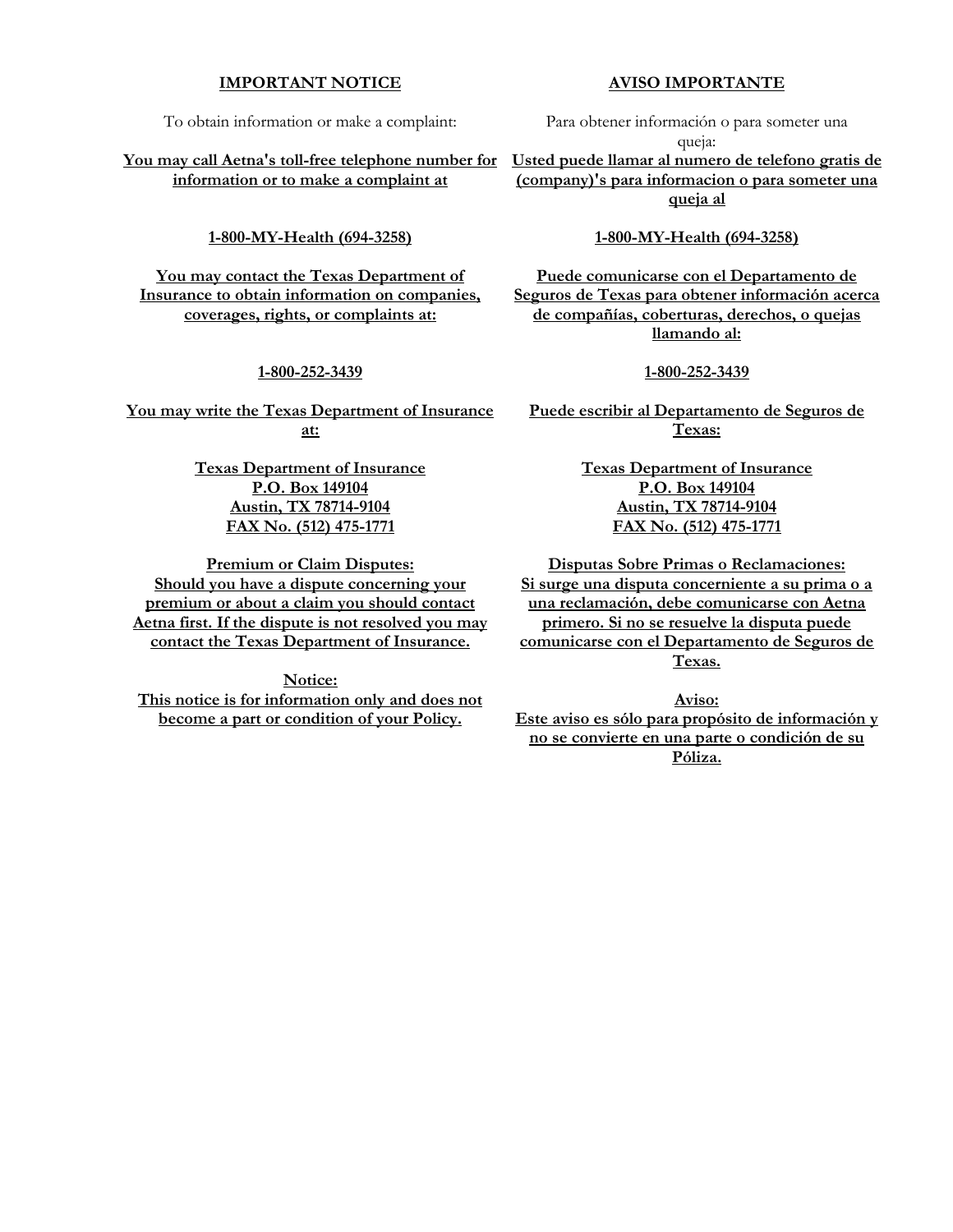## IMPORTANT NOTICE

To obtain information or make a complaint:

**You may call Aetna's toll-free telephone number for information or to make a complaint at**

**1-800-MY-Health (694-3258)**

**You may contact the Texas Department of Insurance to obtain information on companies, coverages, rights, or complaints at:**

**1-800-252-3439**

**You may write the Texas Department of Insurance at:**

**Texas Department of Insurance**
**P.O. Box 149104**
**Austin, TX 78714-9104**
**FAX No. (512) 475-1771**

**Premium or Claim Disputes:**
**Should you have a dispute concerning your premium or about a claim you should contact Aetna first. If the dispute is not resolved you may contact the Texas Department of Insurance.**

**Notice:**
**This notice is for information only and does not become a part or condition of your Policy.**

## AVISO IMPORTANTE

Para obtener información o para someter una queja:

**Usted puede llamar al numero de telefono gratis de (company)'s para informacion o para someter una queja al**

**1-800-MY-Health (694-3258)**

**Puede comunicarse con el Departamento de Seguros de Texas para obtener información acerca de compañías, coberturas, derechos, o quejas llamando al:**

**1-800-252-3439**

**Puede escribir al Departamento de Seguros de Texas:**

**Texas Department of Insurance**
**P.O. Box 149104**
**Austin, TX 78714-9104**
**FAX No. (512) 475-1771**

**Disputas Sobre Primas o Reclamaciones:**
**Si surge una disputa concerniente a su prima o a una reclamación, debe comunicarse con Aetna primero. Si no se resuelve la disputa puede comunicarse con el Departamento de Seguros de Texas.**

**Aviso:**
**Este aviso es sólo para propósito de información y no se convierte en una parte o condición de su Póliza.**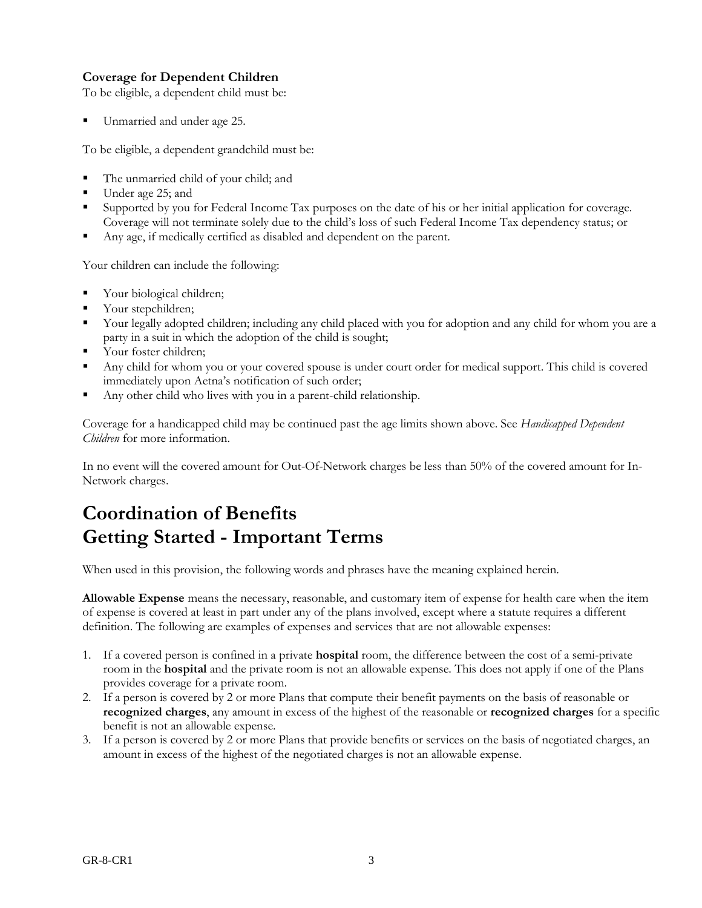**Coverage for Dependent Children**

To be eligible, a dependent child must be:

- Unmarried and under age 25.

To be eligible, a dependent grandchild must be:

- The unmarried child of your child; and
- Under age 25; and
- Supported by you for Federal Income Tax purposes on the date of his or her initial application for coverage. Coverage will not terminate solely due to the child's loss of such Federal Income Tax dependency status; or
- Any age, if medically certified as disabled and dependent on the parent.

Your children can include the following:

- Your biological children;
- Your stepchildren;
- Your legally adopted children; including any child placed with you for adoption and any child for whom you are a party in a suit in which the adoption of the child is sought;
- Your foster children;
- Any child for whom you or your covered spouse is under court order for medical support. This child is covered immediately upon Aetna's notification of such order;
- Any other child who lives with you in a parent-child relationship.

Coverage for a handicapped child may be continued past the age limits shown above. See *Handicapped Dependent Children* for more information.

In no event will the covered amount for Out-Of-Network charges be less than 50% of the covered amount for In-Network charges.

# Coordination of Benefits
# Getting Started - Important Terms

When used in this provision, the following words and phrases have the meaning explained herein.

**Allowable Expense** means the necessary, reasonable, and customary item of expense for health care when the item of expense is covered at least in part under any of the plans involved, except where a statute requires a different definition. The following are examples of expenses and services that are not allowable expenses:

1. If a covered person is confined in a private **hospital** room, the difference between the cost of a semi-private room in the **hospital** and the private room is not an allowable expense. This does not apply if one of the Plans provides coverage for a private room.
2. If a person is covered by 2 or more Plans that compute their benefit payments on the basis of reasonable or **recognized charges**, any amount in excess of the highest of the reasonable or **recognized charges** for a specific benefit is not an allowable expense.
3. If a person is covered by 2 or more Plans that provide benefits or services on the basis of negotiated charges, an amount in excess of the highest of the negotiated charges is not an allowable expense.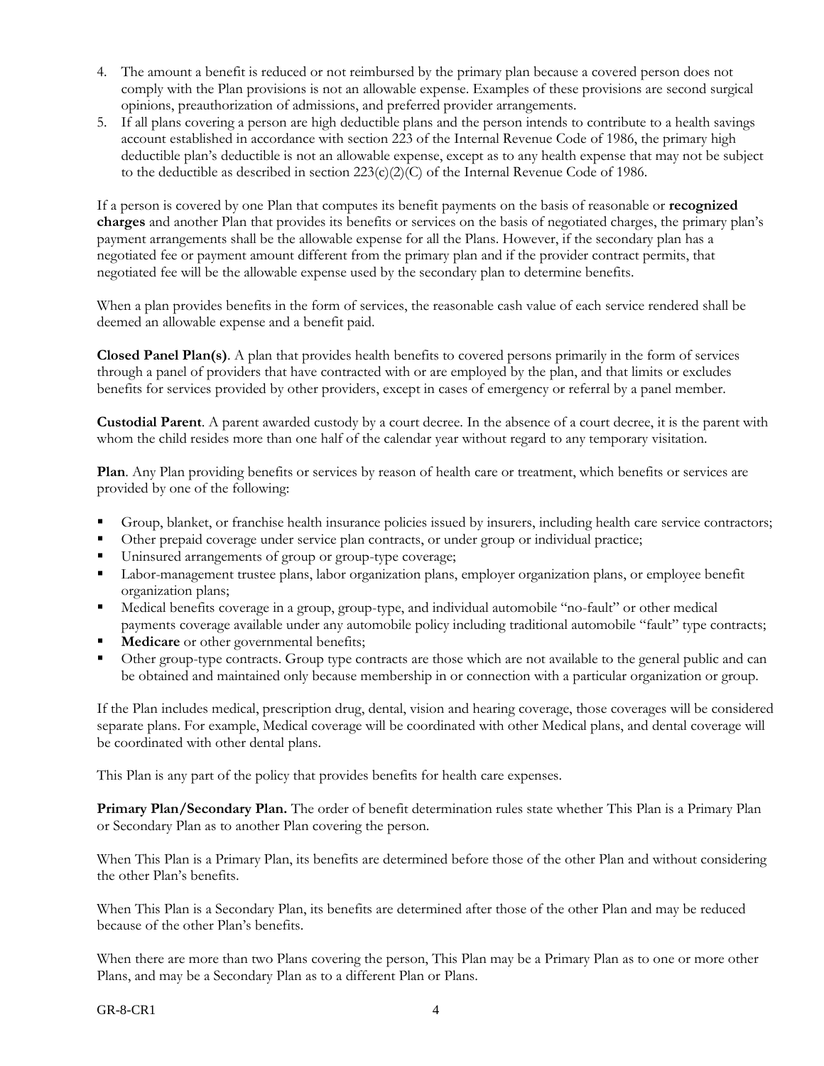4. The amount a benefit is reduced or not reimbursed by the primary plan because a covered person does not comply with the Plan provisions is not an allowable expense. Examples of these provisions are second surgical opinions, preauthorization of admissions, and preferred provider arrangements.
5. If all plans covering a person are high deductible plans and the person intends to contribute to a health savings account established in accordance with section 223 of the Internal Revenue Code of 1986, the primary high deductible plan's deductible is not an allowable expense, except as to any health expense that may not be subject to the deductible as described in section 223(c)(2)(C) of the Internal Revenue Code of 1986.

If a person is covered by one Plan that computes its benefit payments on the basis of reasonable or **recognized charges** and another Plan that provides its benefits or services on the basis of negotiated charges, the primary plan's payment arrangements shall be the allowable expense for all the Plans. However, if the secondary plan has a negotiated fee or payment amount different from the primary plan and if the provider contract permits, that negotiated fee will be the allowable expense used by the secondary plan to determine benefits.

When a plan provides benefits in the form of services, the reasonable cash value of each service rendered shall be deemed an allowable expense and a benefit paid.

**Closed Panel Plan(s)**. A plan that provides health benefits to covered persons primarily in the form of services through a panel of providers that have contracted with or are employed by the plan, and that limits or excludes benefits for services provided by other providers, except in cases of emergency or referral by a panel member.

**Custodial Parent**. A parent awarded custody by a court decree. In the absence of a court decree, it is the parent with whom the child resides more than one half of the calendar year without regard to any temporary visitation.

**Plan**. Any Plan providing benefits or services by reason of health care or treatment, which benefits or services are provided by one of the following:

- Group, blanket, or franchise health insurance policies issued by insurers, including health care service contractors;
- Other prepaid coverage under service plan contracts, or under group or individual practice;
- Uninsured arrangements of group or group-type coverage;
- Labor-management trustee plans, labor organization plans, employer organization plans, or employee benefit organization plans;
- Medical benefits coverage in a group, group-type, and individual automobile "no-fault" or other medical payments coverage available under any automobile policy including traditional automobile "fault" type contracts;
- **Medicare** or other governmental benefits;
- Other group-type contracts. Group type contracts are those which are not available to the general public and can be obtained and maintained only because membership in or connection with a particular organization or group.

If the Plan includes medical, prescription drug, dental, vision and hearing coverage, those coverages will be considered separate plans. For example, Medical coverage will be coordinated with other Medical plans, and dental coverage will be coordinated with other dental plans.

This Plan is any part of the policy that provides benefits for health care expenses.

**Primary Plan/Secondary Plan.** The order of benefit determination rules state whether This Plan is a Primary Plan or Secondary Plan as to another Plan covering the person.

When This Plan is a Primary Plan, its benefits are determined before those of the other Plan and without considering the other Plan's benefits.

When This Plan is a Secondary Plan, its benefits are determined after those of the other Plan and may be reduced because of the other Plan's benefits.

When there are more than two Plans covering the person, This Plan may be a Primary Plan as to one or more other Plans, and may be a Secondary Plan as to a different Plan or Plans.

GR-8-CR1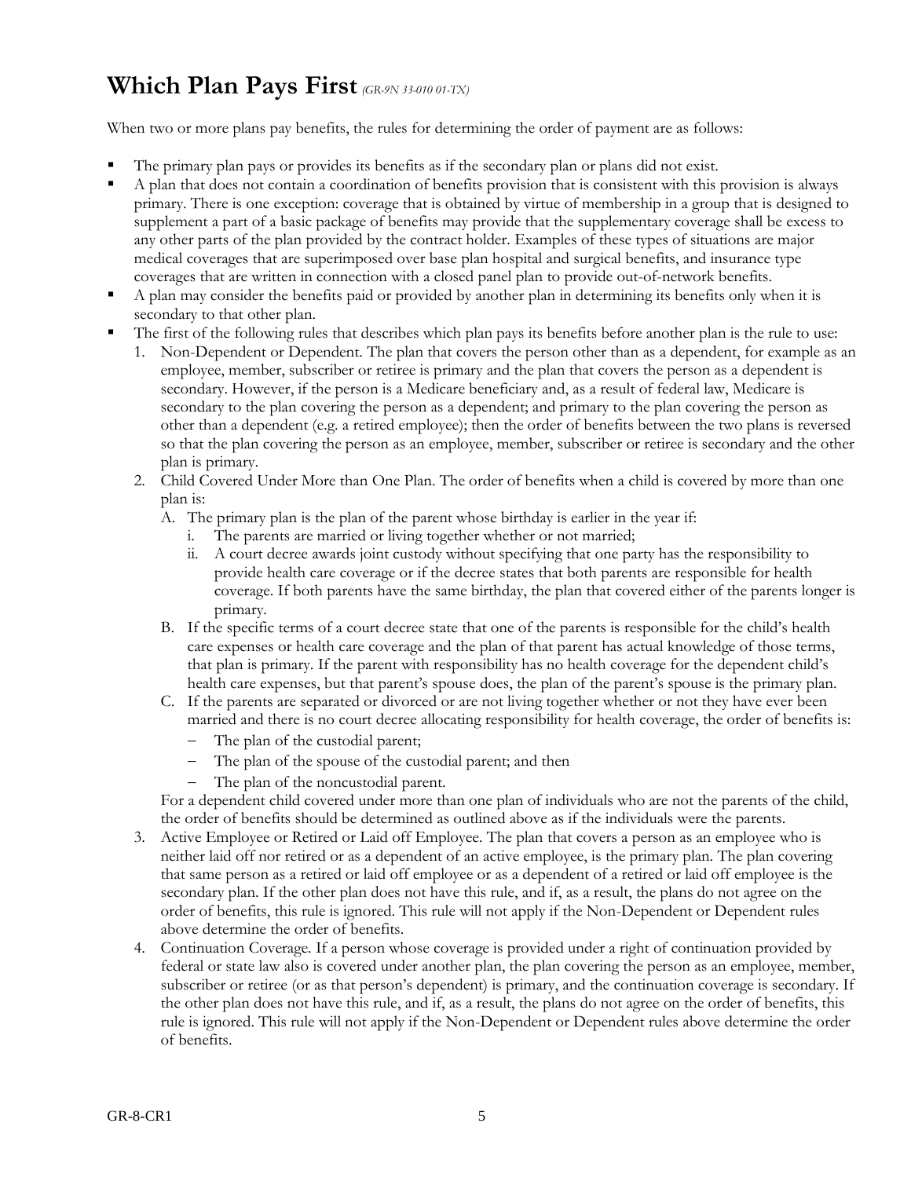# Which Plan Pays First *(GR-9N 33-010 01-TX)*

When two or more plans pay benefits, the rules for determining the order of payment are as follows:

- The primary plan pays or provides its benefits as if the secondary plan or plans did not exist.
- A plan that does not contain a coordination of benefits provision that is consistent with this provision is always primary. There is one exception: coverage that is obtained by virtue of membership in a group that is designed to supplement a part of a basic package of benefits may provide that the supplementary coverage shall be excess to any other parts of the plan provided by the contract holder. Examples of these types of situations are major medical coverages that are superimposed over base plan hospital and surgical benefits, and insurance type coverages that are written in connection with a closed panel plan to provide out-of-network benefits.
- A plan may consider the benefits paid or provided by another plan in determining its benefits only when it is secondary to that other plan.
- The first of the following rules that describes which plan pays its benefits before another plan is the rule to use:
  1. Non-Dependent or Dependent. The plan that covers the person other than as a dependent, for example as an employee, member, subscriber or retiree is primary and the plan that covers the person as a dependent is secondary. However, if the person is a Medicare beneficiary and, as a result of federal law, Medicare is secondary to the plan covering the person as a dependent; and primary to the plan covering the person as other than a dependent (e.g. a retired employee); then the order of benefits between the two plans is reversed so that the plan covering the person as an employee, member, subscriber or retiree is secondary and the other plan is primary.
  2. Child Covered Under More than One Plan. The order of benefits when a child is covered by more than one plan is:
     A. The primary plan is the plan of the parent whose birthday is earlier in the year if:
        i. The parents are married or living together whether or not married;
        ii. A court decree awards joint custody without specifying that one party has the responsibility to provide health care coverage or if the decree states that both parents are responsible for health coverage. If both parents have the same birthday, the plan that covered either of the parents longer is primary.

     B. If the specific terms of a court decree state that one of the parents is responsible for the child's health care expenses or health care coverage and the plan of that parent has actual knowledge of those terms, that plan is primary. If the parent with responsibility has no health coverage for the dependent child's health care expenses, but that parent's spouse does, the plan of the parent's spouse is the primary plan.

     C. If the parents are separated or divorced or are not living together whether or not they have ever been married and there is no court decree allocating responsibility for health coverage, the order of benefits is:
        - The plan of the custodial parent;
        - The plan of the spouse of the custodial parent; and then
        - The plan of the noncustodial parent.

     For a dependent child covered under more than one plan of individuals who are not the parents of the child, the order of benefits should be determined as outlined above as if the individuals were the parents.
  3. Active Employee or Retired or Laid off Employee. The plan that covers a person as an employee who is neither laid off nor retired or as a dependent of an active employee, is the primary plan. The plan covering that same person as a retired or laid off employee or as a dependent of a retired or laid off employee is the secondary plan. If the other plan does not have this rule, and if, as a result, the plans do not agree on the order of benefits, this rule is ignored. This rule will not apply if the Non-Dependent or Dependent rules above determine the order of benefits.
  4. Continuation Coverage. If a person whose coverage is provided under a right of continuation provided by federal or state law also is covered under another plan, the plan covering the person as an employee, member, subscriber or retiree (or as that person's dependent) is primary, and the continuation coverage is secondary. If the other plan does not have this rule, and if, as a result, the plans do not agree on the order of benefits, this rule is ignored. This rule will not apply if the Non-Dependent or Dependent rules above determine the order of benefits.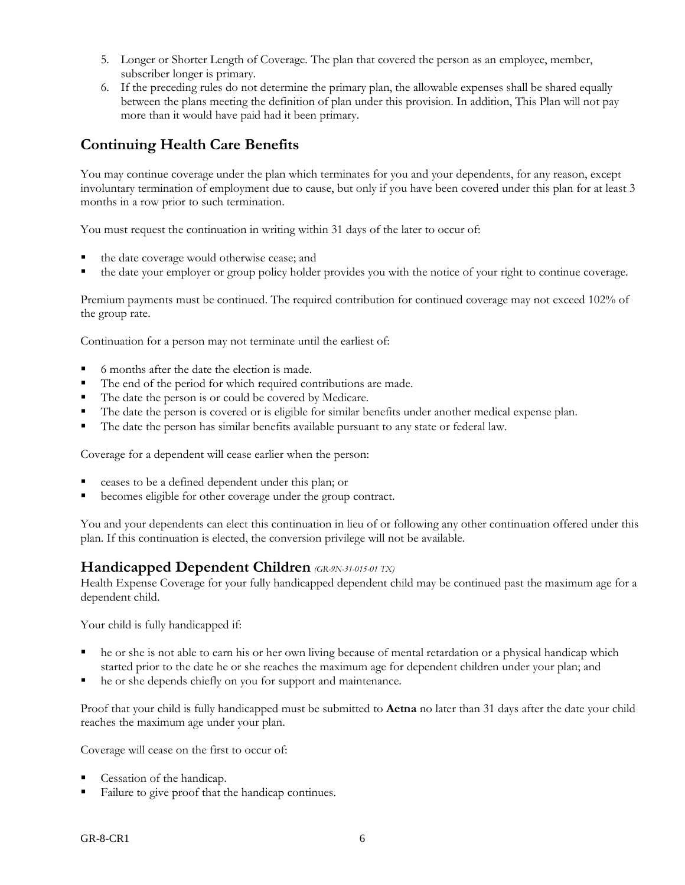5. Longer or Shorter Length of Coverage. The plan that covered the person as an employee, member, subscriber longer is primary.
6. If the preceding rules do not determine the primary plan, the allowable expenses shall be shared equally between the plans meeting the definition of plan under this provision. In addition, This Plan will not pay more than it would have paid had it been primary.

## Continuing Health Care Benefits

You may continue coverage under the plan which terminates for you and your dependents, for any reason, except involuntary termination of employment due to cause, but only if you have been covered under this plan for at least 3 months in a row prior to such termination.

You must request the continuation in writing within 31 days of the later to occur of:

- the date coverage would otherwise cease; and
- the date your employer or group policy holder provides you with the notice of your right to continue coverage.

Premium payments must be continued. The required contribution for continued coverage may not exceed 102% of the group rate.

Continuation for a person may not terminate until the earliest of:

- 6 months after the date the election is made.
- The end of the period for which required contributions are made.
- The date the person is or could be covered by Medicare.
- The date the person is covered or is eligible for similar benefits under another medical expense plan.
- The date the person has similar benefits available pursuant to any state or federal law.

Coverage for a dependent will cease earlier when the person:

- ceases to be a defined dependent under this plan; or
- becomes eligible for other coverage under the group contract.

You and your dependents can elect this continuation in lieu of or following any other continuation offered under this plan. If this continuation is elected, the conversion privilege will not be available.

## Handicapped Dependent Children *(GR-9N-31-015-01 TX)*

Health Expense Coverage for your fully handicapped dependent child may be continued past the maximum age for a dependent child.

Your child is fully handicapped if:

- he or she is not able to earn his or her own living because of mental retardation or a physical handicap which started prior to the date he or she reaches the maximum age for dependent children under your plan; and
- he or she depends chiefly on you for support and maintenance.

Proof that your child is fully handicapped must be submitted to **Aetna** no later than 31 days after the date your child reaches the maximum age under your plan.

Coverage will cease on the first to occur of:

- Cessation of the handicap.
- Failure to give proof that the handicap continues.

GR-8-CR1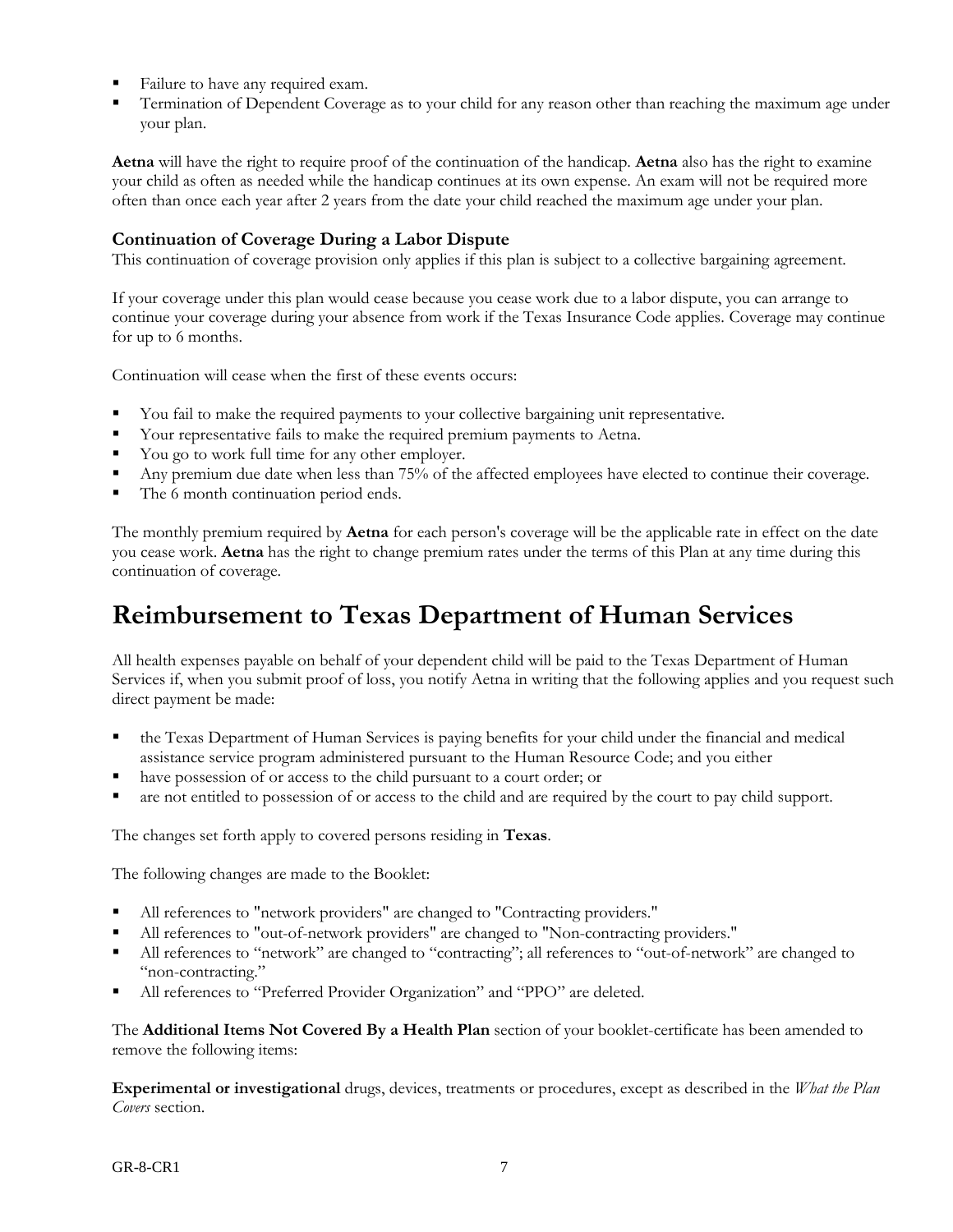- Failure to have any required exam.
- Termination of Dependent Coverage as to your child for any reason other than reaching the maximum age under your plan.

**Aetna** will have the right to require proof of the continuation of the handicap. **Aetna** also has the right to examine your child as often as needed while the handicap continues at its own expense. An exam will not be required more often than once each year after 2 years from the date your child reached the maximum age under your plan.

### Continuation of Coverage During a Labor Dispute

This continuation of coverage provision only applies if this plan is subject to a collective bargaining agreement.

If your coverage under this plan would cease because you cease work due to a labor dispute, you can arrange to continue your coverage during your absence from work if the Texas Insurance Code applies. Coverage may continue for up to 6 months.

Continuation will cease when the first of these events occurs:

- You fail to make the required payments to your collective bargaining unit representative.
- Your representative fails to make the required premium payments to Aetna.
- You go to work full time for any other employer.
- Any premium due date when less than 75% of the affected employees have elected to continue their coverage.
- The 6 month continuation period ends.

The monthly premium required by **Aetna** for each person's coverage will be the applicable rate in effect on the date you cease work. **Aetna** has the right to change premium rates under the terms of this Plan at any time during this continuation of coverage.

# Reimbursement to Texas Department of Human Services

All health expenses payable on behalf of your dependent child will be paid to the Texas Department of Human Services if, when you submit proof of loss, you notify Aetna in writing that the following applies and you request such direct payment be made:

- the Texas Department of Human Services is paying benefits for your child under the financial and medical assistance service program administered pursuant to the Human Resource Code; and you either
- have possession of or access to the child pursuant to a court order; or
- are not entitled to possession of or access to the child and are required by the court to pay child support.

The changes set forth apply to covered persons residing in **Texas**.

The following changes are made to the Booklet:

- All references to "network providers" are changed to "Contracting providers."
- All references to "out-of-network providers" are changed to "Non-contracting providers."
- All references to "network" are changed to "contracting"; all references to "out-of-network" are changed to "non-contracting."
- All references to "Preferred Provider Organization" and "PPO" are deleted.

The **Additional Items Not Covered By a Health Plan** section of your booklet-certificate has been amended to remove the following items:

**Experimental or investigational** drugs, devices, treatments or procedures, except as described in the *What the Plan Covers* section.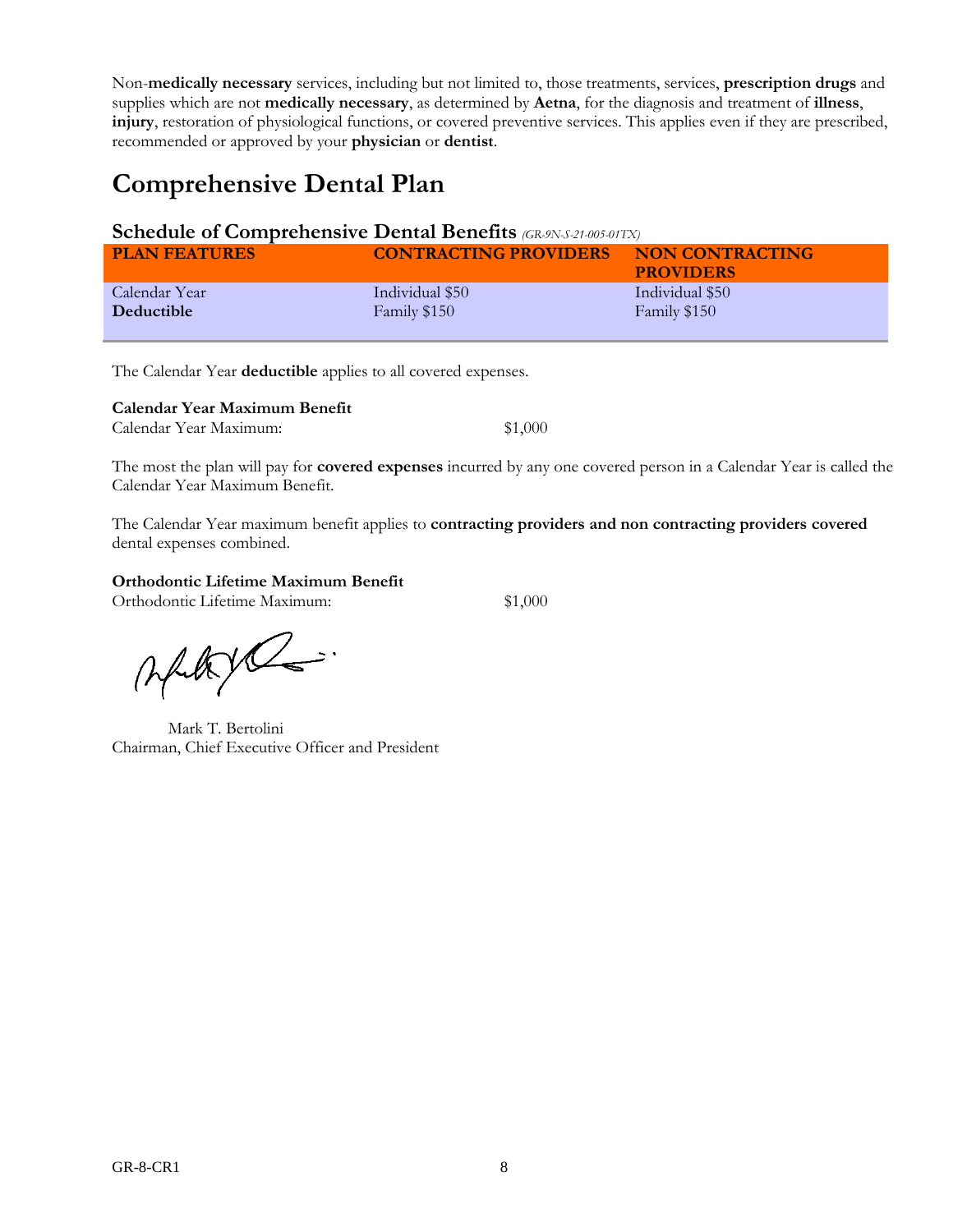Non-**medically necessary** services, including but not limited to, those treatments, services, **prescription drugs** and supplies which are not **medically necessary**, as determined by **Aetna**, for the diagnosis and treatment of **illness**, **injury**, restoration of physiological functions, or covered preventive services. This applies even if they are prescribed, recommended or approved by your **physician** or **dentist**.

# Comprehensive Dental Plan

## Schedule of Comprehensive Dental Benefits *(GR-9N-S-21-005-01TX)*

| PLAN FEATURES | CONTRACTING PROVIDERS | NON CONTRACTING PROVIDERS |
|---|---|---|
| Calendar Year **Deductible** | Individual $50<br>Family $150 | Individual $50<br>Family $150 |

The Calendar Year **deductible** applies to all covered expenses.

**Calendar Year Maximum Benefit**

Calendar Year Maximum: $1,000

The most the plan will pay for **covered expenses** incurred by any one covered person in a Calendar Year is called the Calendar Year Maximum Benefit.

The Calendar Year maximum benefit applies to **contracting providers and non contracting providers covered** dental expenses combined.

**Orthodontic Lifetime Maximum Benefit**

Orthodontic Lifetime Maximum: $1,000

Mark T. Bertolini
Chairman, Chief Executive Officer and President

GR-8-CR1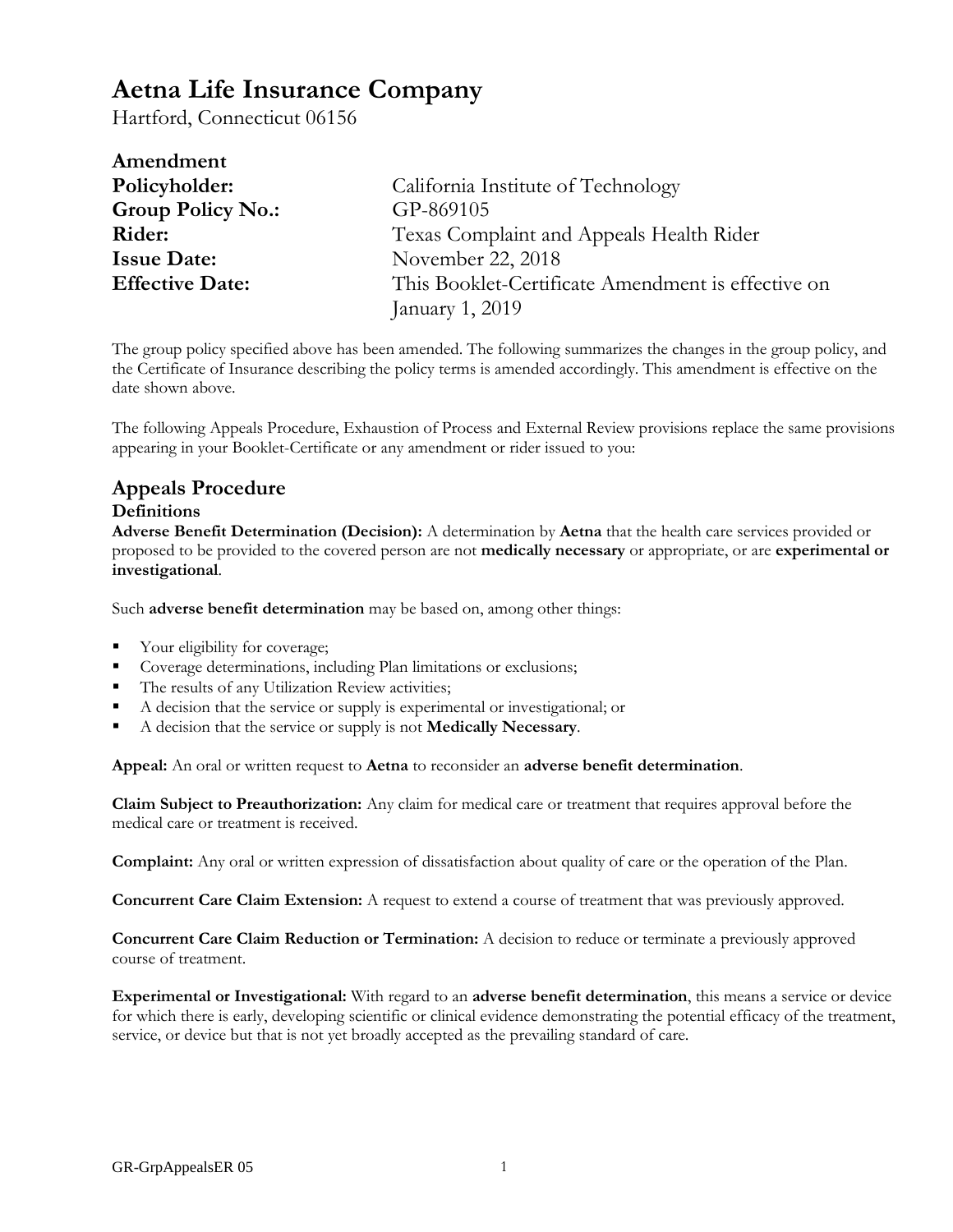# Aetna Life Insurance Company

Hartford, Connecticut 06156

**Amendment**

**Policyholder:** California Institute of Technology
**Group Policy No.:** GP-869105
**Rider:** Texas Complaint and Appeals Health Rider
**Issue Date:** November 22, 2018
**Effective Date:** This Booklet-Certificate Amendment is effective on January 1, 2019

The group policy specified above has been amended. The following summarizes the changes in the group policy, and the Certificate of Insurance describing the policy terms is amended accordingly. This amendment is effective on the date shown above.

The following Appeals Procedure, Exhaustion of Process and External Review provisions replace the same provisions appearing in your Booklet-Certificate or any amendment or rider issued to you:

## Appeals Procedure

### Definitions

**Adverse Benefit Determination (Decision):** A determination by **Aetna** that the health care services provided or proposed to be provided to the covered person are not **medically necessary** or appropriate, or are **experimental or investigational**.

Such **adverse benefit determination** may be based on, among other things:

- Your eligibility for coverage;
- Coverage determinations, including Plan limitations or exclusions;
- The results of any Utilization Review activities;
- A decision that the service or supply is experimental or investigational; or
- A decision that the service or supply is not **Medically Necessary**.

**Appeal:** An oral or written request to **Aetna** to reconsider an **adverse benefit determination**.

**Claim Subject to Preauthorization:** Any claim for medical care or treatment that requires approval before the medical care or treatment is received.

**Complaint:** Any oral or written expression of dissatisfaction about quality of care or the operation of the Plan.

**Concurrent Care Claim Extension:** A request to extend a course of treatment that was previously approved.

**Concurrent Care Claim Reduction or Termination:** A decision to reduce or terminate a previously approved course of treatment.

**Experimental or Investigational:** With regard to an **adverse benefit determination**, this means a service or device for which there is early, developing scientific or clinical evidence demonstrating the potential efficacy of the treatment, service, or device but that is not yet broadly accepted as the prevailing standard of care.

GR-GrpAppealsER 05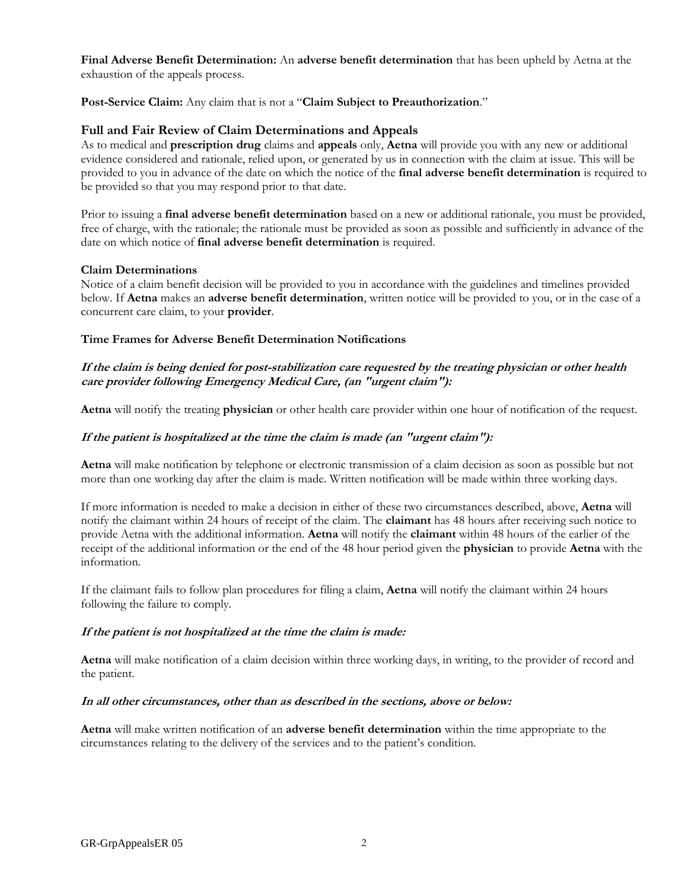**Final Adverse Benefit Determination:** An **adverse benefit determination** that has been upheld by Aetna at the exhaustion of the appeals process.

**Post-Service Claim:** Any claim that is not a "**Claim Subject to Preauthorization**."

## Full and Fair Review of Claim Determinations and Appeals

As to medical and **prescription drug** claims and **appeals** only, **Aetna** will provide you with any new or additional evidence considered and rationale, relied upon, or generated by us in connection with the claim at issue. This will be provided to you in advance of the date on which the notice of the **final adverse benefit determination** is required to be provided so that you may respond prior to that date.

Prior to issuing a **final adverse benefit determination** based on a new or additional rationale, you must be provided, free of charge, with the rationale; the rationale must be provided as soon as possible and sufficiently in advance of the date on which notice of **final adverse benefit determination** is required.

### Claim Determinations

Notice of a claim benefit decision will be provided to you in accordance with the guidelines and timelines provided below. If **Aetna** makes an **adverse benefit determination**, written notice will be provided to you, or in the case of a concurrent care claim, to your **provider**.

### Time Frames for Adverse Benefit Determination Notifications

***If the claim is being denied for post-stabilization care requested by the treating physician or other health care provider following Emergency Medical Care, (an "urgent claim"):***

**Aetna** will notify the treating **physician** or other health care provider within one hour of notification of the request.

***If the patient is hospitalized at the time the claim is made (an "urgent claim"):***

**Aetna** will make notification by telephone or electronic transmission of a claim decision as soon as possible but not more than one working day after the claim is made. Written notification will be made within three working days.

If more information is needed to make a decision in either of these two circumstances described, above, **Aetna** will notify the claimant within 24 hours of receipt of the claim. The **claimant** has 48 hours after receiving such notice to provide Aetna with the additional information. **Aetna** will notify the **claimant** within 48 hours of the earlier of the receipt of the additional information or the end of the 48 hour period given the **physician** to provide **Aetna** with the information.

If the claimant fails to follow plan procedures for filing a claim, **Aetna** will notify the claimant within 24 hours following the failure to comply.

***If the patient is not hospitalized at the time the claim is made:***

**Aetna** will make notification of a claim decision within three working days, in writing, to the provider of record and the patient.

***In all other circumstances, other than as described in the sections, above or below:***

**Aetna** will make written notification of an **adverse benefit determination** within the time appropriate to the circumstances relating to the delivery of the services and to the patient's condition.

GR-GrpAppealsER 05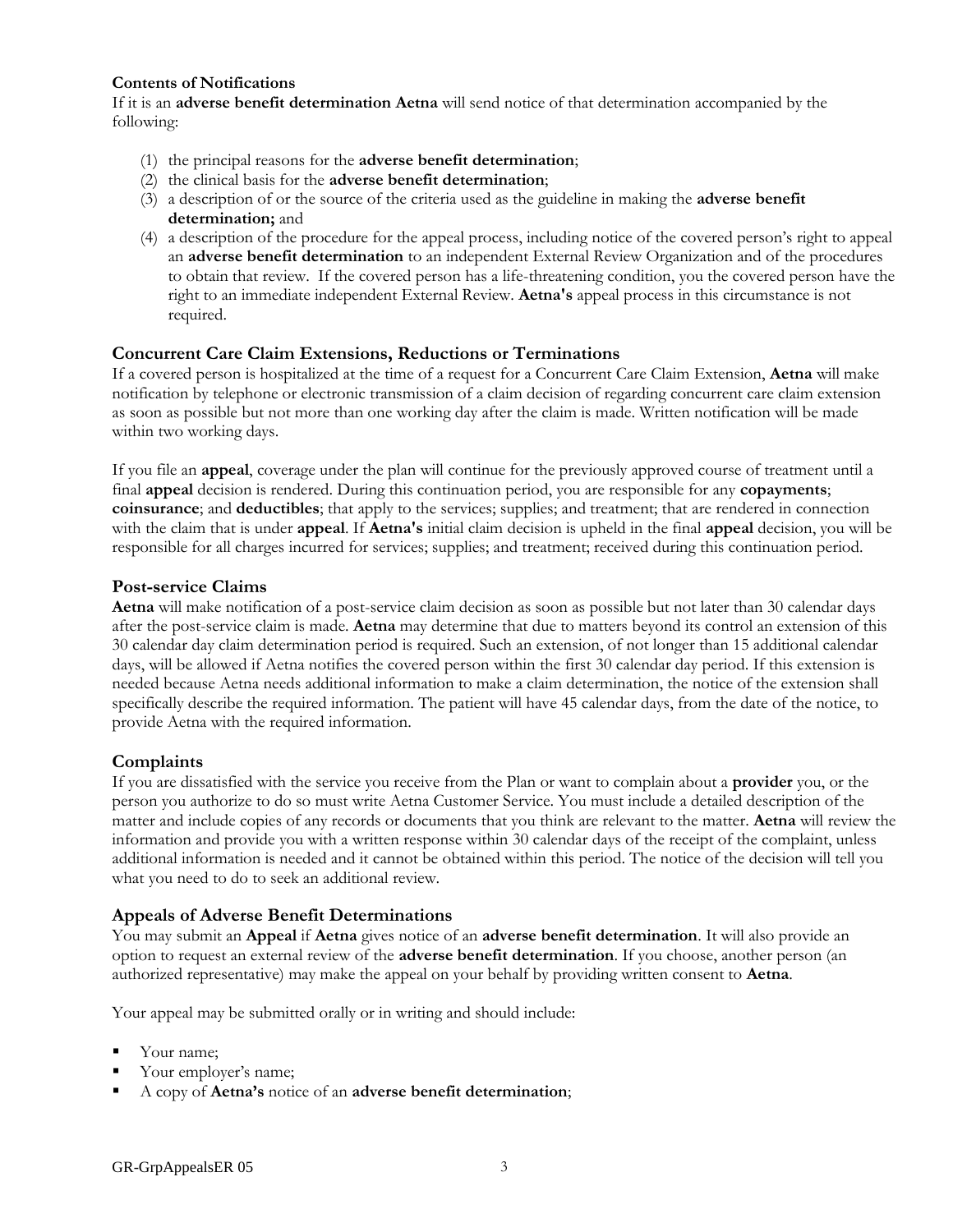**Contents of Notifications**

If it is an **adverse benefit determination Aetna** will send notice of that determination accompanied by the following:

(1) the principal reasons for the **adverse benefit determination**;
(2) the clinical basis for the **adverse benefit determination**;
(3) a description of or the source of the criteria used as the guideline in making the **adverse benefit determination;** and
(4) a description of the procedure for the appeal process, including notice of the covered person's right to appeal an **adverse benefit determination** to an independent External Review Organization and of the procedures to obtain that review. If the covered person has a life-threatening condition, you the covered person have the right to an immediate independent External Review. **Aetna's** appeal process in this circumstance is not required.

## Concurrent Care Claim Extensions, Reductions or Terminations

If a covered person is hospitalized at the time of a request for a Concurrent Care Claim Extension, **Aetna** will make notification by telephone or electronic transmission of a claim decision of regarding concurrent care claim extension as soon as possible but not more than one working day after the claim is made. Written notification will be made within two working days.

If you file an **appeal**, coverage under the plan will continue for the previously approved course of treatment until a final **appeal** decision is rendered. During this continuation period, you are responsible for any **copayments**; **coinsurance**; and **deductibles**; that apply to the services; supplies; and treatment; that are rendered in connection with the claim that is under **appeal**. If **Aetna's** initial claim decision is upheld in the final **appeal** decision, you will be responsible for all charges incurred for services; supplies; and treatment; received during this continuation period.

## Post-service Claims

**Aetna** will make notification of a post-service claim decision as soon as possible but not later than 30 calendar days after the post-service claim is made. **Aetna** may determine that due to matters beyond its control an extension of this 30 calendar day claim determination period is required. Such an extension, of not longer than 15 additional calendar days, will be allowed if Aetna notifies the covered person within the first 30 calendar day period. If this extension is needed because Aetna needs additional information to make a claim determination, the notice of the extension shall specifically describe the required information. The patient will have 45 calendar days, from the date of the notice, to provide Aetna with the required information.

## Complaints

If you are dissatisfied with the service you receive from the Plan or want to complain about a **provider** you, or the person you authorize to do so must write Aetna Customer Service. You must include a detailed description of the matter and include copies of any records or documents that you think are relevant to the matter. **Aetna** will review the information and provide you with a written response within 30 calendar days of the receipt of the complaint, unless additional information is needed and it cannot be obtained within this period. The notice of the decision will tell you what you need to do to seek an additional review.

## Appeals of Adverse Benefit Determinations

You may submit an **Appeal** if **Aetna** gives notice of an **adverse benefit determination**. It will also provide an option to request an external review of the **adverse benefit determination**. If you choose, another person (an authorized representative) may make the appeal on your behalf by providing written consent to **Aetna**.

Your appeal may be submitted orally or in writing and should include:

- Your name;
- Your employer's name;
- A copy of **Aetna's** notice of an **adverse benefit determination**;

GR-GrpAppealsER 05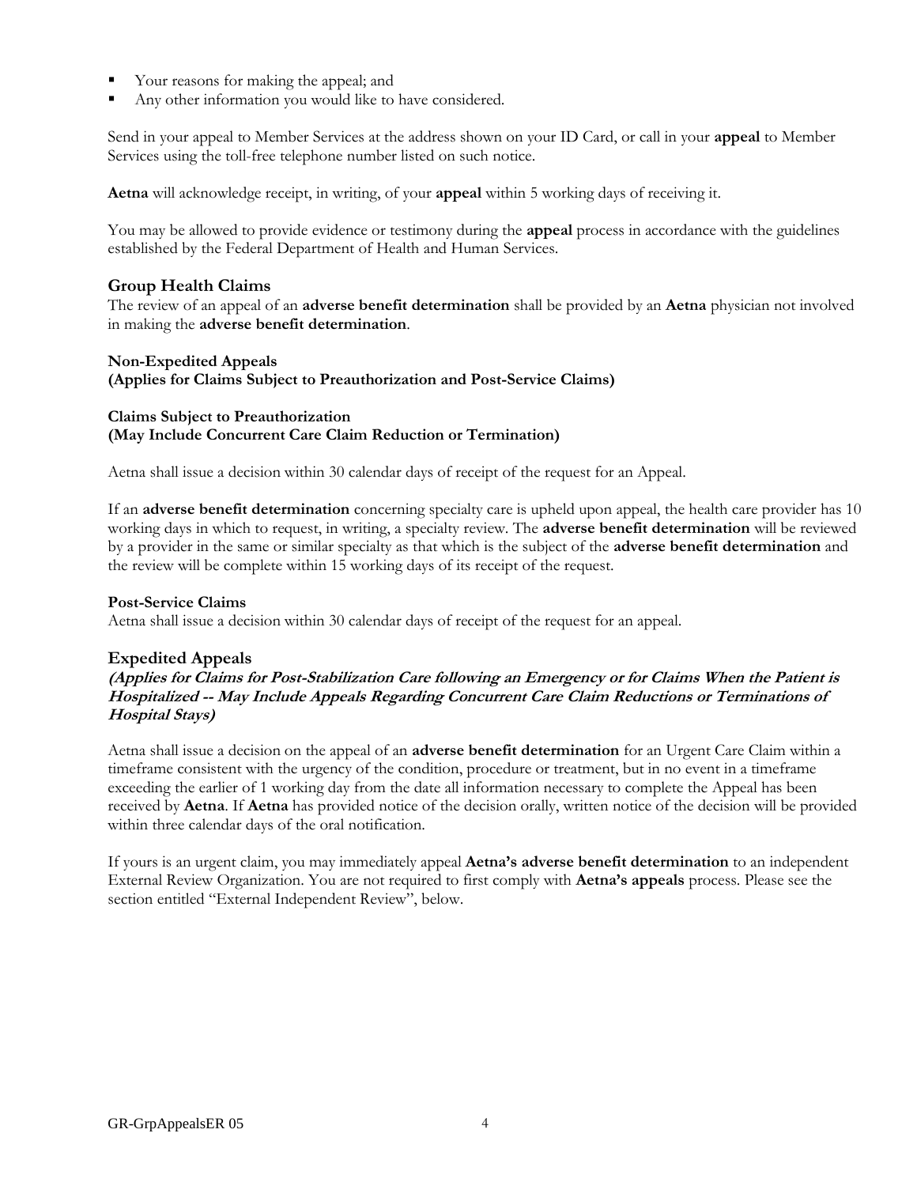- Your reasons for making the appeal; and
- Any other information you would like to have considered.

Send in your appeal to Member Services at the address shown on your ID Card, or call in your **appeal** to Member Services using the toll-free telephone number listed on such notice.

**Aetna** will acknowledge receipt, in writing, of your **appeal** within 5 working days of receiving it.

You may be allowed to provide evidence or testimony during the **appeal** process in accordance with the guidelines established by the Federal Department of Health and Human Services.

## Group Health Claims

The review of an appeal of an **adverse benefit determination** shall be provided by an **Aetna** physician not involved in making the **adverse benefit determination**.

**Non-Expedited Appeals**
**(Applies for Claims Subject to Preauthorization and Post-Service Claims)**

**Claims Subject to Preauthorization**
**(May Include Concurrent Care Claim Reduction or Termination)**

Aetna shall issue a decision within 30 calendar days of receipt of the request for an Appeal.

If an **adverse benefit determination** concerning specialty care is upheld upon appeal, the health care provider has 10 working days in which to request, in writing, a specialty review. The **adverse benefit determination** will be reviewed by a provider in the same or similar specialty as that which is the subject of the **adverse benefit determination** and the review will be complete within 15 working days of its receipt of the request.

**Post-Service Claims**

Aetna shall issue a decision within 30 calendar days of receipt of the request for an appeal.

## Expedited Appeals

***(Applies for Claims for Post-Stabilization Care following an Emergency or for Claims When the Patient is Hospitalized -- May Include Appeals Regarding Concurrent Care Claim Reductions or Terminations of Hospital Stays)***

Aetna shall issue a decision on the appeal of an **adverse benefit determination** for an Urgent Care Claim within a timeframe consistent with the urgency of the condition, procedure or treatment, but in no event in a timeframe exceeding the earlier of 1 working day from the date all information necessary to complete the Appeal has been received by **Aetna**. If **Aetna** has provided notice of the decision orally, written notice of the decision will be provided within three calendar days of the oral notification.

If yours is an urgent claim, you may immediately appeal **Aetna's adverse benefit determination** to an independent External Review Organization. You are not required to first comply with **Aetna's appeals** process. Please see the section entitled "External Independent Review", below.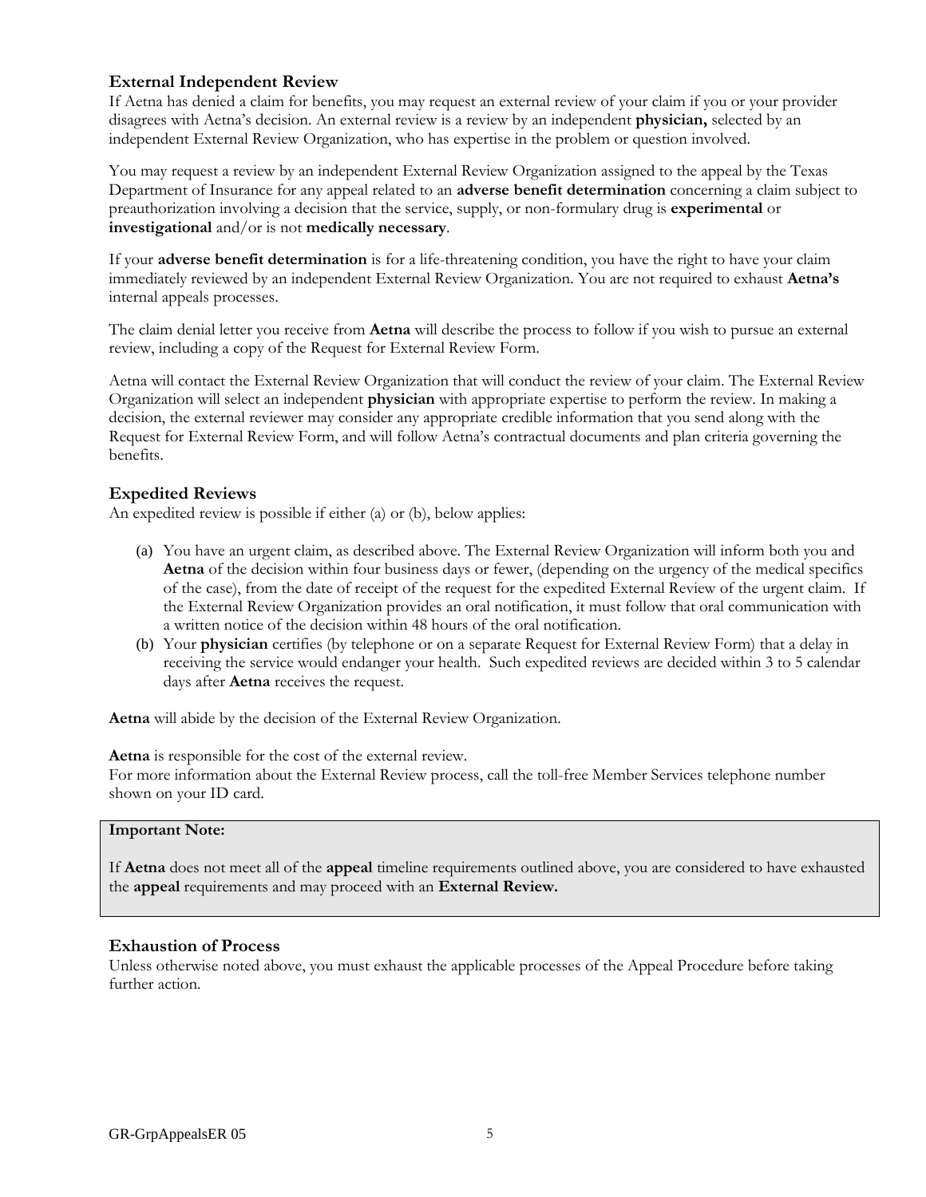### External Independent Review

If Aetna has denied a claim for benefits, you may request an external review of your claim if you or your provider disagrees with Aetna's decision. An external review is a review by an independent **physician,** selected by an independent External Review Organization, who has expertise in the problem or question involved.

You may request a review by an independent External Review Organization assigned to the appeal by the Texas Department of Insurance for any appeal related to an **adverse benefit determination** concerning a claim subject to preauthorization involving a decision that the service, supply, or non-formulary drug is **experimental** or **investigational** and/or is not **medically necessary**.

If your **adverse benefit determination** is for a life-threatening condition, you have the right to have your claim immediately reviewed by an independent External Review Organization. You are not required to exhaust **Aetna's** internal appeals processes.

The claim denial letter you receive from **Aetna** will describe the process to follow if you wish to pursue an external review, including a copy of the Request for External Review Form.

Aetna will contact the External Review Organization that will conduct the review of your claim. The External Review Organization will select an independent **physician** with appropriate expertise to perform the review. In making a decision, the external reviewer may consider any appropriate credible information that you send along with the Request for External Review Form, and will follow Aetna's contractual documents and plan criteria governing the benefits.

### Expedited Reviews

An expedited review is possible if either (a) or (b), below applies:

(a) You have an urgent claim, as described above. The External Review Organization will inform both you and **Aetna** of the decision within four business days or fewer, (depending on the urgency of the medical specifics of the case), from the date of receipt of the request for the expedited External Review of the urgent claim. If the External Review Organization provides an oral notification, it must follow that oral communication with a written notice of the decision within 48 hours of the oral notification.

(b) Your **physician** certifies (by telephone or on a separate Request for External Review Form) that a delay in receiving the service would endanger your health. Such expedited reviews are decided within 3 to 5 calendar days after **Aetna** receives the request.

**Aetna** will abide by the decision of the External Review Organization.

**Aetna** is responsible for the cost of the external review.
For more information about the External Review process, call the toll-free Member Services telephone number shown on your ID card.

**Important Note:**

If **Aetna** does not meet all of the **appeal** timeline requirements outlined above, you are considered to have exhausted the **appeal** requirements and may proceed with an **External Review.**

### Exhaustion of Process

Unless otherwise noted above, you must exhaust the applicable processes of the Appeal Procedure before taking further action.

GR-GrpAppealsER 05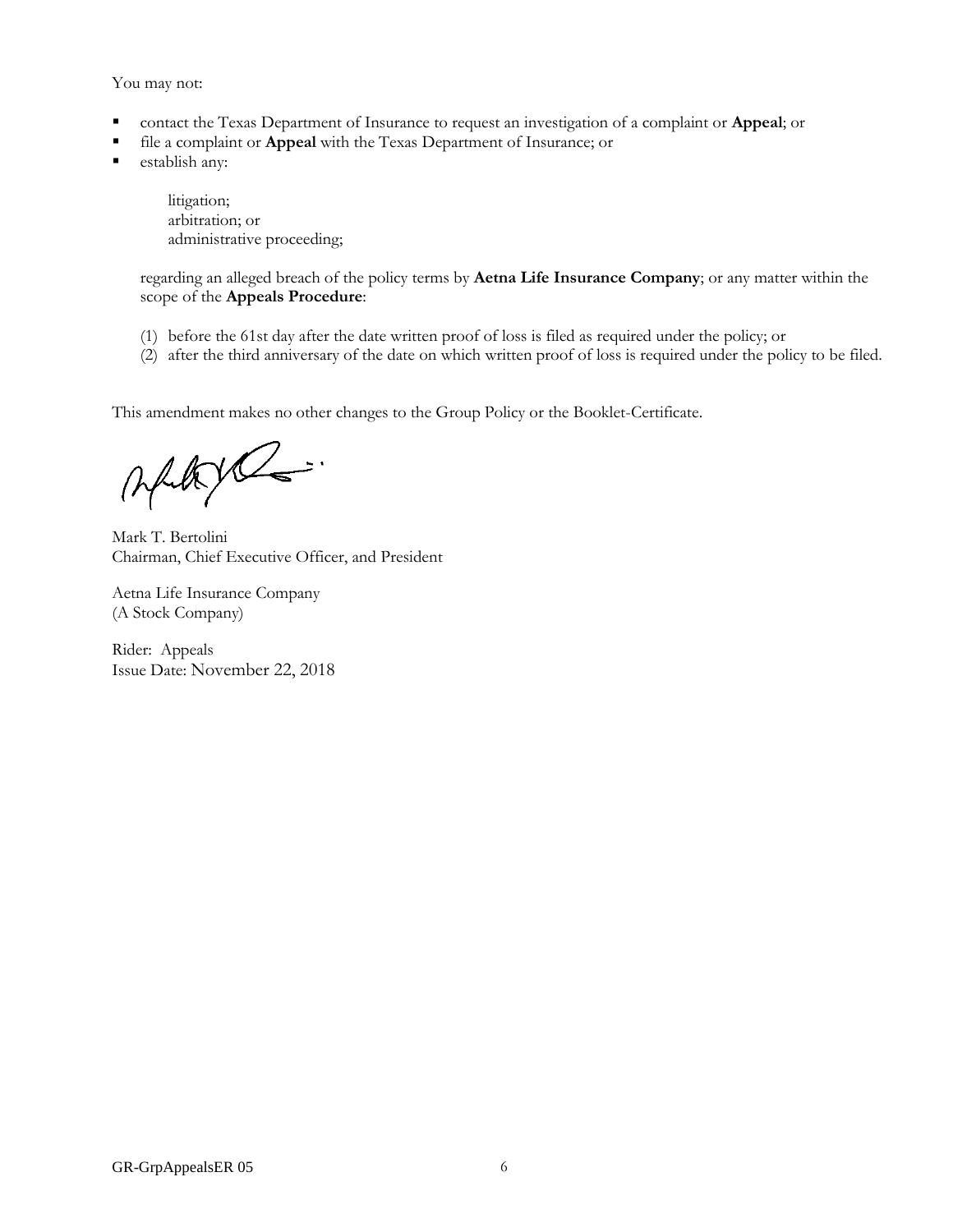You may not:

- contact the Texas Department of Insurance to request an investigation of a complaint or **Appeal**; or
- file a complaint or **Appeal** with the Texas Department of Insurance; or
- establish any:

  litigation;
  arbitration; or
  administrative proceeding;

  regarding an alleged breach of the policy terms by **Aetna Life Insurance Company**; or any matter within the scope of the **Appeals Procedure**:

  (1) before the 61st day after the date written proof of loss is filed as required under the policy; or
  (2) after the third anniversary of the date on which written proof of loss is required under the policy to be filed.

This amendment makes no other changes to the Group Policy or the Booklet-Certificate.

Mark T. Bertolini
Chairman, Chief Executive Officer, and President

Aetna Life Insurance Company
(A Stock Company)

Rider: Appeals
Issue Date: November 22, 2018

GR-GrpAppealsER 05